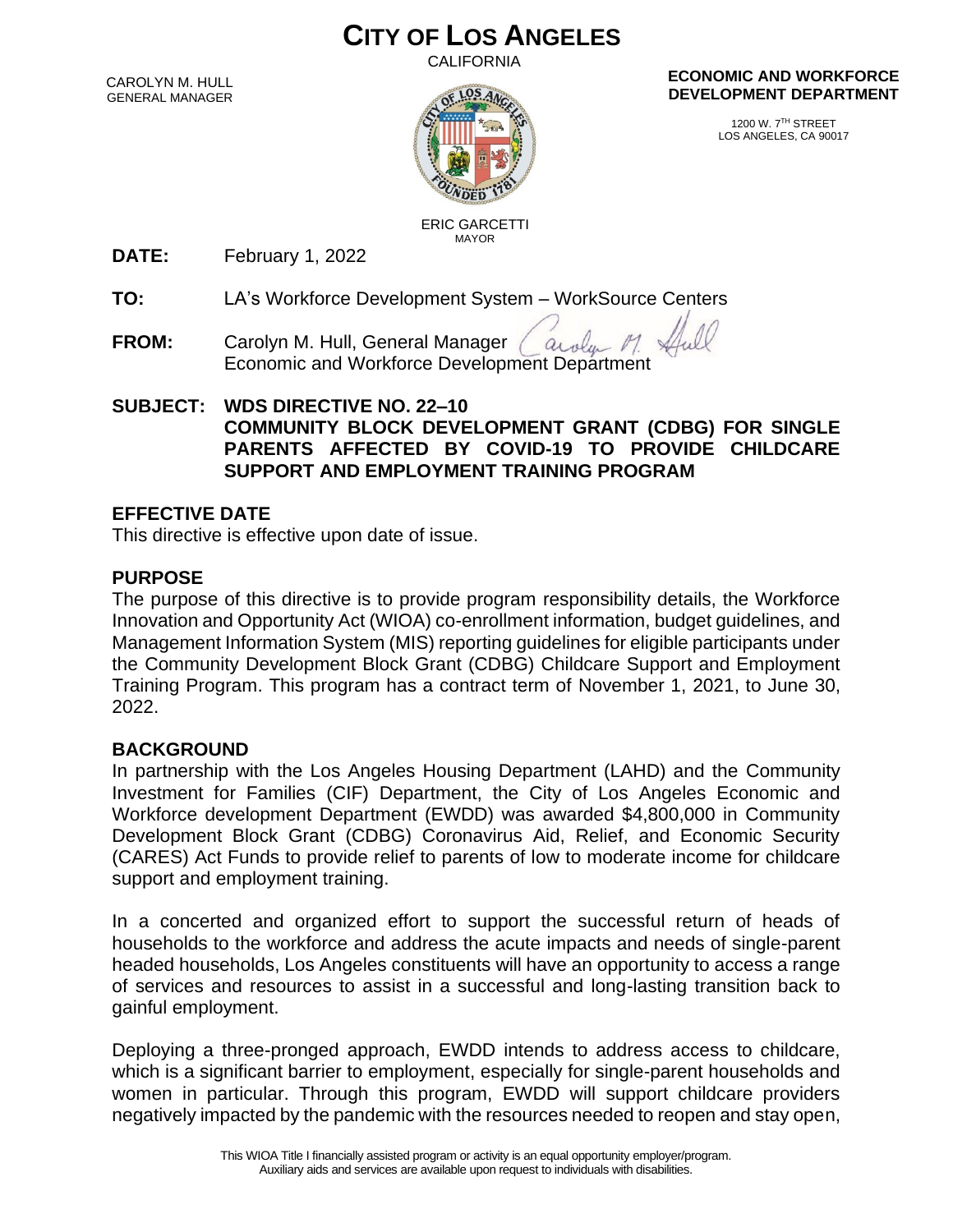# CITY OF LOS ANGELES

CALIFORNIA

CAROLYN M. HULL
GENERAL MANAGER

ERIC GARCETTI
MAYOR

**ECONOMIC AND WORKFORCE DEVELOPMENT DEPARTMENT**

1200 W. 7TH STREET
LOS ANGELES, CA 90017

**DATE:** February 1, 2022

**TO:** LA's Workforce Development System – WorkSource Centers

**FROM:** Carolyn M. Hull, General Manager
Economic and Workforce Development Department

**SUBJECT: WDS DIRECTIVE NO. 22–10**
**COMMUNITY BLOCK DEVELOPMENT GRANT (CDBG) FOR SINGLE PARENTS AFFECTED BY COVID-19 TO PROVIDE CHILDCARE SUPPORT AND EMPLOYMENT TRAINING PROGRAM**

## EFFECTIVE DATE

This directive is effective upon date of issue.

## PURPOSE

The purpose of this directive is to provide program responsibility details, the Workforce Innovation and Opportunity Act (WIOA) co-enrollment information, budget guidelines, and Management Information System (MIS) reporting guidelines for eligible participants under the Community Development Block Grant (CDBG) Childcare Support and Employment Training Program. This program has a contract term of November 1, 2021, to June 30, 2022.

## BACKGROUND

In partnership with the Los Angeles Housing Department (LAHD) and the Community Investment for Families (CIF) Department, the City of Los Angeles Economic and Workforce development Department (EWDD) was awarded $4,800,000 in Community Development Block Grant (CDBG) Coronavirus Aid, Relief, and Economic Security (CARES) Act Funds to provide relief to parents of low to moderate income for childcare support and employment training.

In a concerted and organized effort to support the successful return of heads of households to the workforce and address the acute impacts and needs of single-parent headed households, Los Angeles constituents will have an opportunity to access a range of services and resources to assist in a successful and long-lasting transition back to gainful employment.

Deploying a three-pronged approach, EWDD intends to address access to childcare, which is a significant barrier to employment, especially for single-parent households and women in particular. Through this program, EWDD will support childcare providers negatively impacted by the pandemic with the resources needed to reopen and stay open,

This WIOA Title I financially assisted program or activity is an equal opportunity employer/program.
Auxiliary aids and services are available upon request to individuals with disabilities.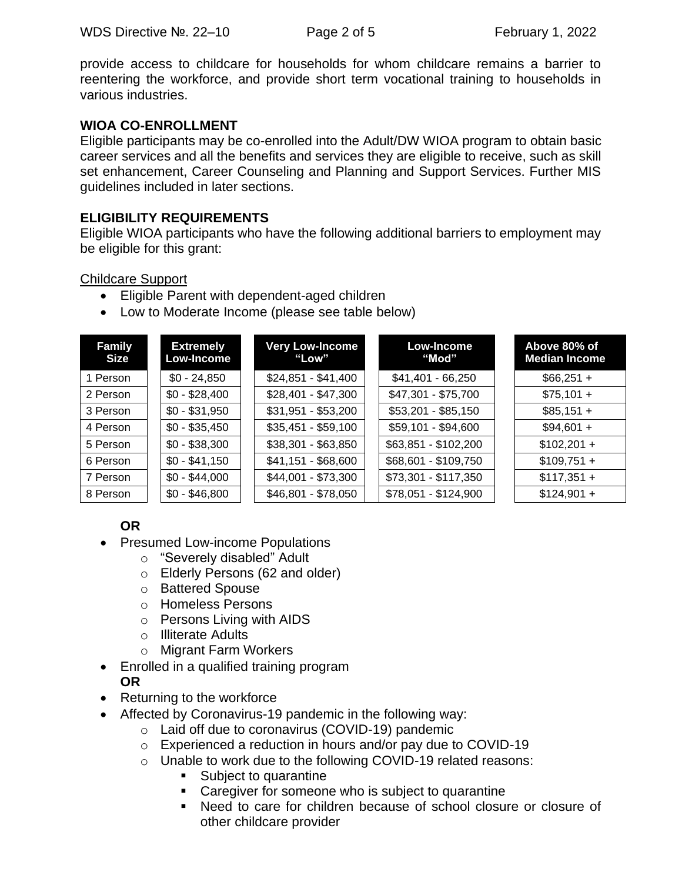provide access to childcare for households for whom childcare remains a barrier to reentering the workforce, and provide short term vocational training to households in various industries.

## WIOA CO-ENROLLMENT

Eligible participants may be co-enrolled into the Adult/DW WIOA program to obtain basic career services and all the benefits and services they are eligible to receive, such as skill set enhancement, Career Counseling and Planning and Support Services. Further MIS guidelines included in later sections.

## ELIGIBILITY REQUIREMENTS

Eligible WIOA participants who have the following additional barriers to employment may be eligible for this grant:

Childcare Support

- Eligible Parent with dependent-aged children
- Low to Moderate Income (please see table below)

| Family Size | Extremely Low-Income | Very Low-Income "Low" | Low-Income "Mod" | Above 80% of Median Income |
|---|---|---|---|---|
| 1 Person | $0 - 24,850 | $24,851 - $41,400 | $41,401 - 66,250 | $66,251 + |
| 2 Person | $0 - $28,400 | $28,401 - $47,300 | $47,301 - $75,700 | $75,101 + |
| 3 Person | $0 - $31,950 | $31,951 - $53,200 | $53,201 - $85,150 | $85,151 + |
| 4 Person | $0 - $35,450 | $35,451 - $59,100 | $59,101 - $94,600 | $94,601 + |
| 5 Person | $0 - $38,300 | $38,301 - $63,850 | $63,851 - $102,200 | $102,201 + |
| 6 Person | $0 - $41,150 | $41,151 - $68,600 | $68,601 - $109,750 | $109,751 + |
| 7 Person | $0 - $44,000 | $44,001 - $73,300 | $73,301 - $117,350 | $117,351 + |
| 8 Person | $0 - $46,800 | $46,801 - $78,050 | $78,051 - $124,900 | $124,901 + |

**OR**

- Presumed Low-income Populations
  - "Severely disabled" Adult
  - Elderly Persons (62 and older)
  - Battered Spouse
  - Homeless Persons
  - Persons Living with AIDS
  - Illiterate Adults
  - Migrant Farm Workers
- Enrolled in a qualified training program

  **OR**
- Returning to the workforce
- Affected by Coronavirus-19 pandemic in the following way:
  - Laid off due to coronavirus (COVID-19) pandemic
  - Experienced a reduction in hours and/or pay due to COVID-19
  - Unable to work due to the following COVID-19 related reasons:
    - Subject to quarantine
    - Caregiver for someone who is subject to quarantine
    - Need to care for children because of school closure or closure of other childcare provider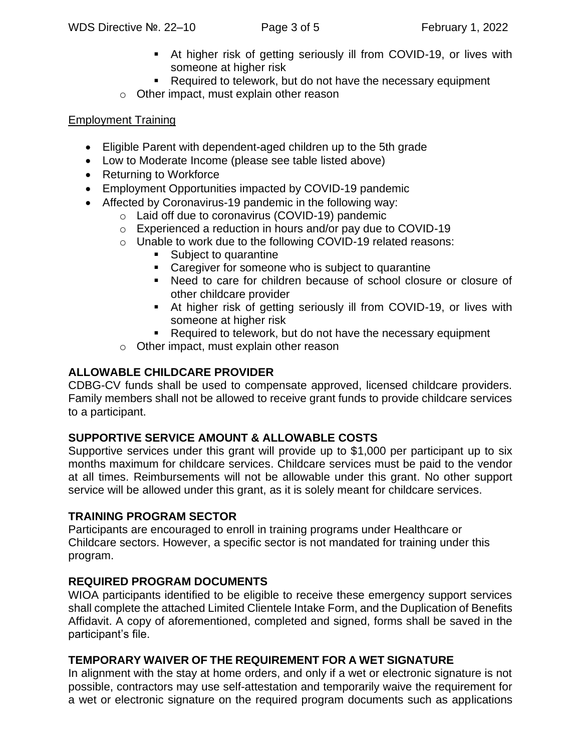- At higher risk of getting seriously ill from COVID-19, or lives with someone at higher risk
    - Required to telework, but do not have the necessary equipment
  - Other impact, must explain other reason

Employment Training

- Eligible Parent with dependent-aged children up to the 5th grade
- Low to Moderate Income (please see table listed above)
- Returning to Workforce
- Employment Opportunities impacted by COVID-19 pandemic
- Affected by Coronavirus-19 pandemic in the following way:
  - Laid off due to coronavirus (COVID-19) pandemic
  - Experienced a reduction in hours and/or pay due to COVID-19
  - Unable to work due to the following COVID-19 related reasons:
    - Subject to quarantine
    - Caregiver for someone who is subject to quarantine
    - Need to care for children because of school closure or closure of other childcare provider
    - At higher risk of getting seriously ill from COVID-19, or lives with someone at higher risk
    - Required to telework, but do not have the necessary equipment
  - Other impact, must explain other reason

**ALLOWABLE CHILDCARE PROVIDER**

CDBG-CV funds shall be used to compensate approved, licensed childcare providers. Family members shall not be allowed to receive grant funds to provide childcare services to a participant.

**SUPPORTIVE SERVICE AMOUNT & ALLOWABLE COSTS**

Supportive services under this grant will provide up to $1,000 per participant up to six months maximum for childcare services. Childcare services must be paid to the vendor at all times. Reimbursements will not be allowable under this grant. No other support service will be allowed under this grant, as it is solely meant for childcare services.

**TRAINING PROGRAM SECTOR**

Participants are encouraged to enroll in training programs under Healthcare or Childcare sectors. However, a specific sector is not mandated for training under this program.

**REQUIRED PROGRAM DOCUMENTS**

WIOA participants identified to be eligible to receive these emergency support services shall complete the attached Limited Clientele Intake Form, and the Duplication of Benefits Affidavit. A copy of aforementioned, completed and signed, forms shall be saved in the participant's file.

**TEMPORARY WAIVER OF THE REQUIREMENT FOR A WET SIGNATURE**

In alignment with the stay at home orders, and only if a wet or electronic signature is not possible, contractors may use self-attestation and temporarily waive the requirement for a wet or electronic signature on the required program documents such as applications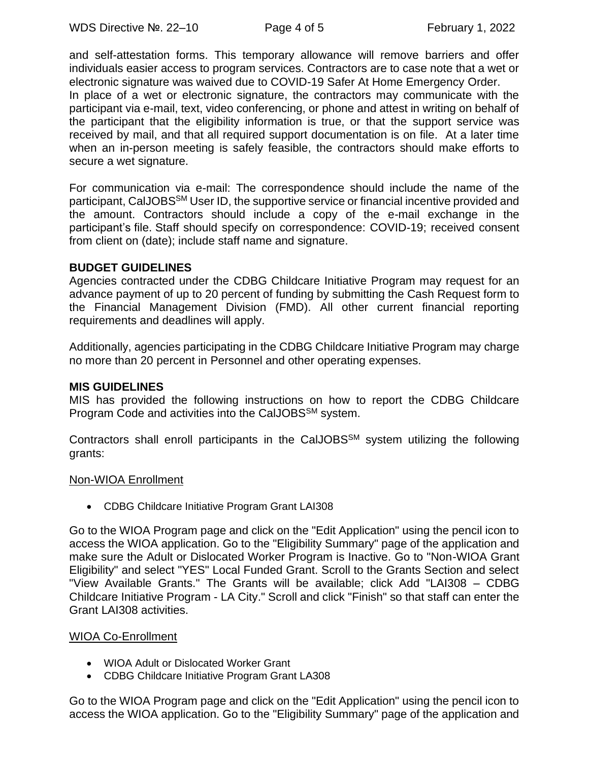and self-attestation forms. This temporary allowance will remove barriers and offer individuals easier access to program services. Contractors are to case note that a wet or electronic signature was waived due to COVID-19 Safer At Home Emergency Order.
In place of a wet or electronic signature, the contractors may communicate with the participant via e-mail, text, video conferencing, or phone and attest in writing on behalf of the participant that the eligibility information is true, or that the support service was received by mail, and that all required support documentation is on file. At a later time when an in-person meeting is safely feasible, the contractors should make efforts to secure a wet signature.

For communication via e-mail: The correspondence should include the name of the participant, CalJOBS[SM] User ID, the supportive service or financial incentive provided and the amount. Contractors should include a copy of the e-mail exchange in the participant's file. Staff should specify on correspondence: COVID-19; received consent from client on (date); include staff name and signature.

**BUDGET GUIDELINES**
Agencies contracted under the CDBG Childcare Initiative Program may request for an advance payment of up to 20 percent of funding by submitting the Cash Request form to the Financial Management Division (FMD). All other current financial reporting requirements and deadlines will apply.

Additionally, agencies participating in the CDBG Childcare Initiative Program may charge no more than 20 percent in Personnel and other operating expenses.

**MIS GUIDELINES**
MIS has provided the following instructions on how to report the CDBG Childcare Program Code and activities into the CalJOBS[SM] system.

Contractors shall enroll participants in the CalJOBS[SM] system utilizing the following grants:

Non-WIOA Enrollment

- CDBG Childcare Initiative Program Grant LAI308

Go to the WIOA Program page and click on the "Edit Application" using the pencil icon to access the WIOA application. Go to the "Eligibility Summary" page of the application and make sure the Adult or Dislocated Worker Program is Inactive. Go to "Non-WIOA Grant Eligibility" and select "YES" Local Funded Grant. Scroll to the Grants Section and select "View Available Grants." The Grants will be available; click Add "LAI308 – CDBG Childcare Initiative Program - LA City." Scroll and click "Finish" so that staff can enter the Grant LAI308 activities.

WIOA Co-Enrollment

- WIOA Adult or Dislocated Worker Grant
- CDBG Childcare Initiative Program Grant LA308

Go to the WIOA Program page and click on the "Edit Application" using the pencil icon to access the WIOA application. Go to the "Eligibility Summary" page of the application and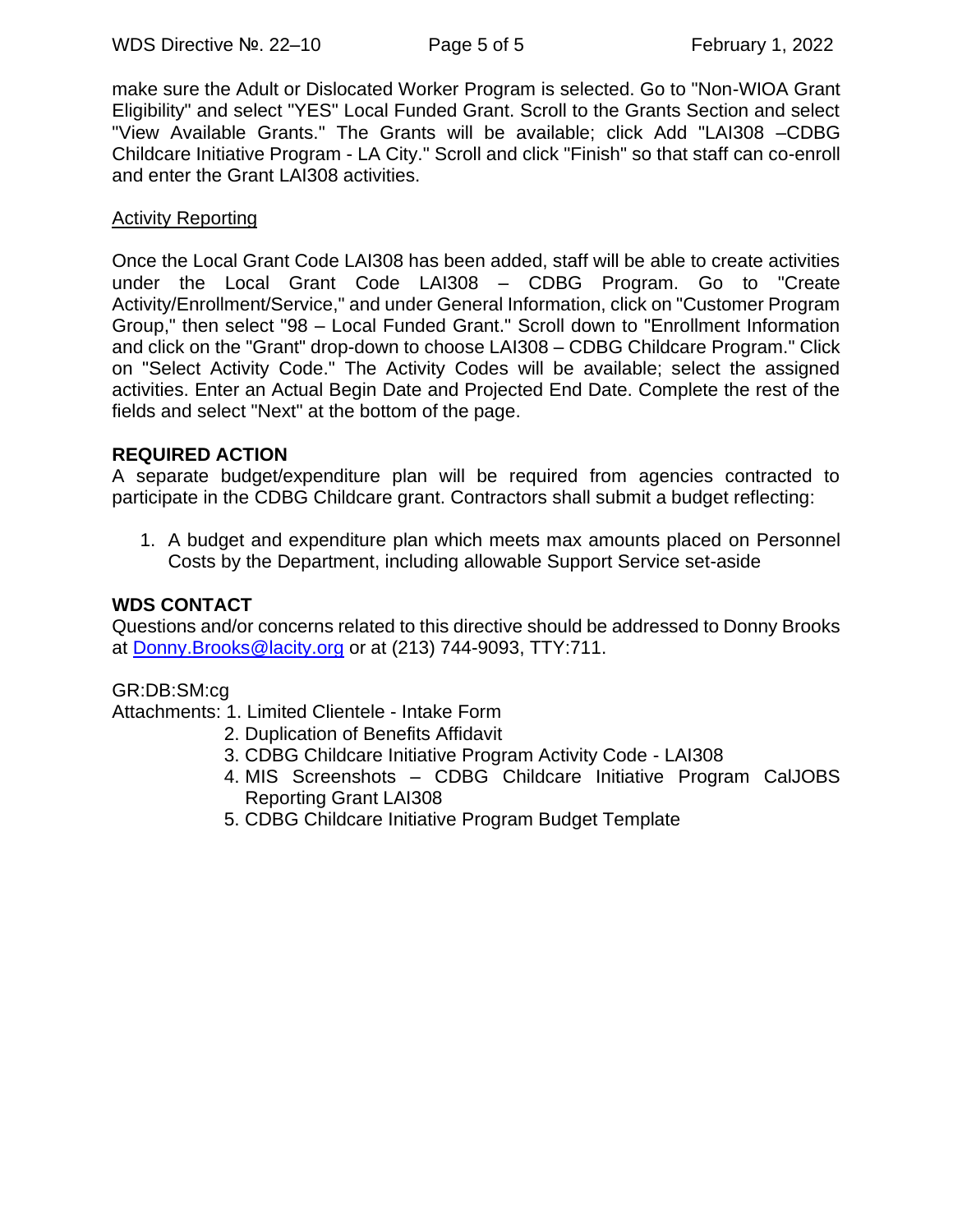make sure the Adult or Dislocated Worker Program is selected. Go to "Non-WIOA Grant Eligibility" and select "YES" Local Funded Grant. Scroll to the Grants Section and select "View Available Grants." The Grants will be available; click Add "LAI308 –CDBG Childcare Initiative Program - LA City." Scroll and click "Finish" so that staff can co-enroll and enter the Grant LAI308 activities.

Activity Reporting

Once the Local Grant Code LAI308 has been added, staff will be able to create activities under the Local Grant Code LAI308 – CDBG Program. Go to "Create Activity/Enrollment/Service," and under General Information, click on "Customer Program Group," then select "98 – Local Funded Grant." Scroll down to "Enrollment Information and click on the "Grant" drop-down to choose LAI308 – CDBG Childcare Program." Click on "Select Activity Code." The Activity Codes will be available; select the assigned activities. Enter an Actual Begin Date and Projected End Date. Complete the rest of the fields and select "Next" at the bottom of the page.

**REQUIRED ACTION**

A separate budget/expenditure plan will be required from agencies contracted to participate in the CDBG Childcare grant. Contractors shall submit a budget reflecting:

1. A budget and expenditure plan which meets max amounts placed on Personnel Costs by the Department, including allowable Support Service set-aside

**WDS CONTACT**

Questions and/or concerns related to this directive should be addressed to Donny Brooks at Donny.Brooks@lacity.org or at (213) 744-9093, TTY:711.

GR:DB:SM:cg

Attachments:
1. Limited Clientele - Intake Form
2. Duplication of Benefits Affidavit
3. CDBG Childcare Initiative Program Activity Code - LAI308
4. MIS Screenshots – CDBG Childcare Initiative Program CalJOBS Reporting Grant LAI308
5. CDBG Childcare Initiative Program Budget Template